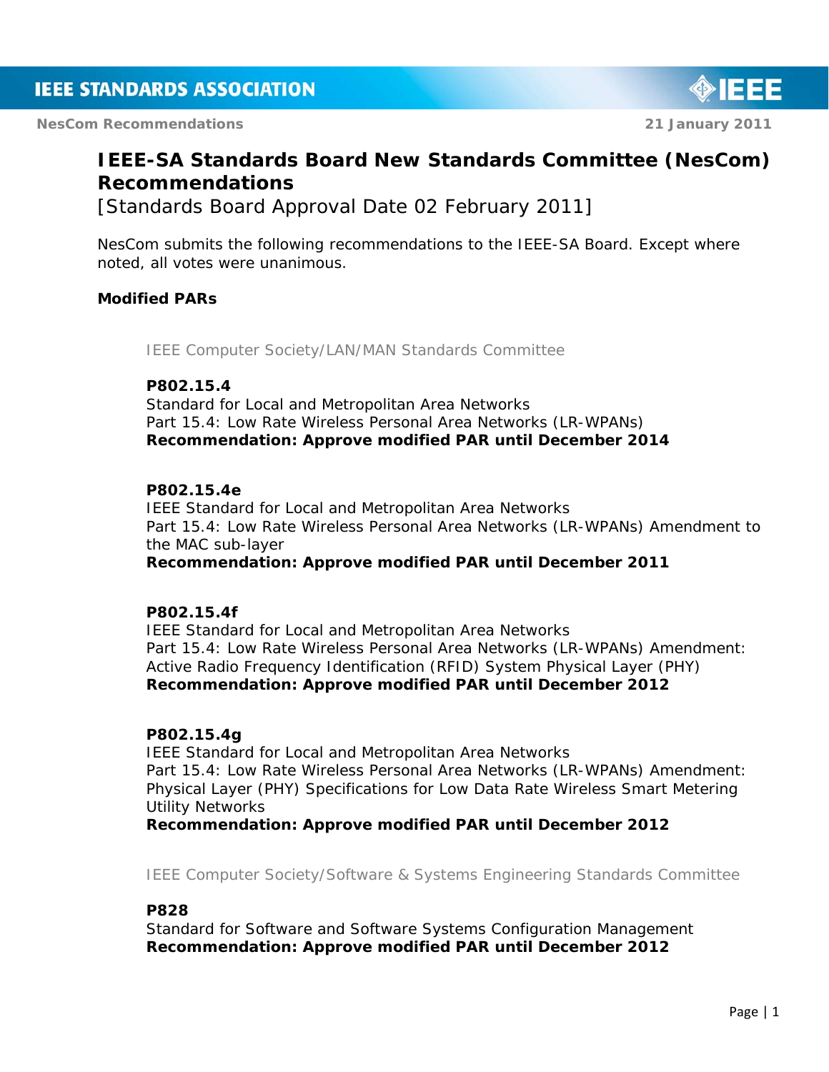# IEEE-SA Standards Board New Standards Committee (NesCom) Recommendations

[Standards Board Approval Date 02 February 2011]

NesCom submits the following recommendations to the IEEE-SA Board. Except where noted, all votes were unanimous.

**Modified PARs**

IEEE Computer Society/LAN/MAN Standards Committee

**P802.15.4**
Standard for Local and Metropolitan Area Networks
Part 15.4: Low Rate Wireless Personal Area Networks (LR-WPANs)
**Recommendation: Approve modified PAR until December 2014**

**P802.15.4e**
IEEE Standard for Local and Metropolitan Area Networks
Part 15.4: Low Rate Wireless Personal Area Networks (LR-WPANs) Amendment to the MAC sub-layer
**Recommendation: Approve modified PAR until December 2011**

**P802.15.4f**
IEEE Standard for Local and Metropolitan Area Networks
Part 15.4: Low Rate Wireless Personal Area Networks (LR-WPANs) Amendment: Active Radio Frequency Identification (RFID) System Physical Layer (PHY)
**Recommendation: Approve modified PAR until December 2012**

**P802.15.4g**
IEEE Standard for Local and Metropolitan Area Networks
Part 15.4: Low Rate Wireless Personal Area Networks (LR-WPANs) Amendment: Physical Layer (PHY) Specifications for Low Data Rate Wireless Smart Metering Utility Networks
**Recommendation: Approve modified PAR until December 2012**

IEEE Computer Society/Software & Systems Engineering Standards Committee

**P828**
Standard for Software and Software Systems Configuration Management
**Recommendation: Approve modified PAR until December 2012**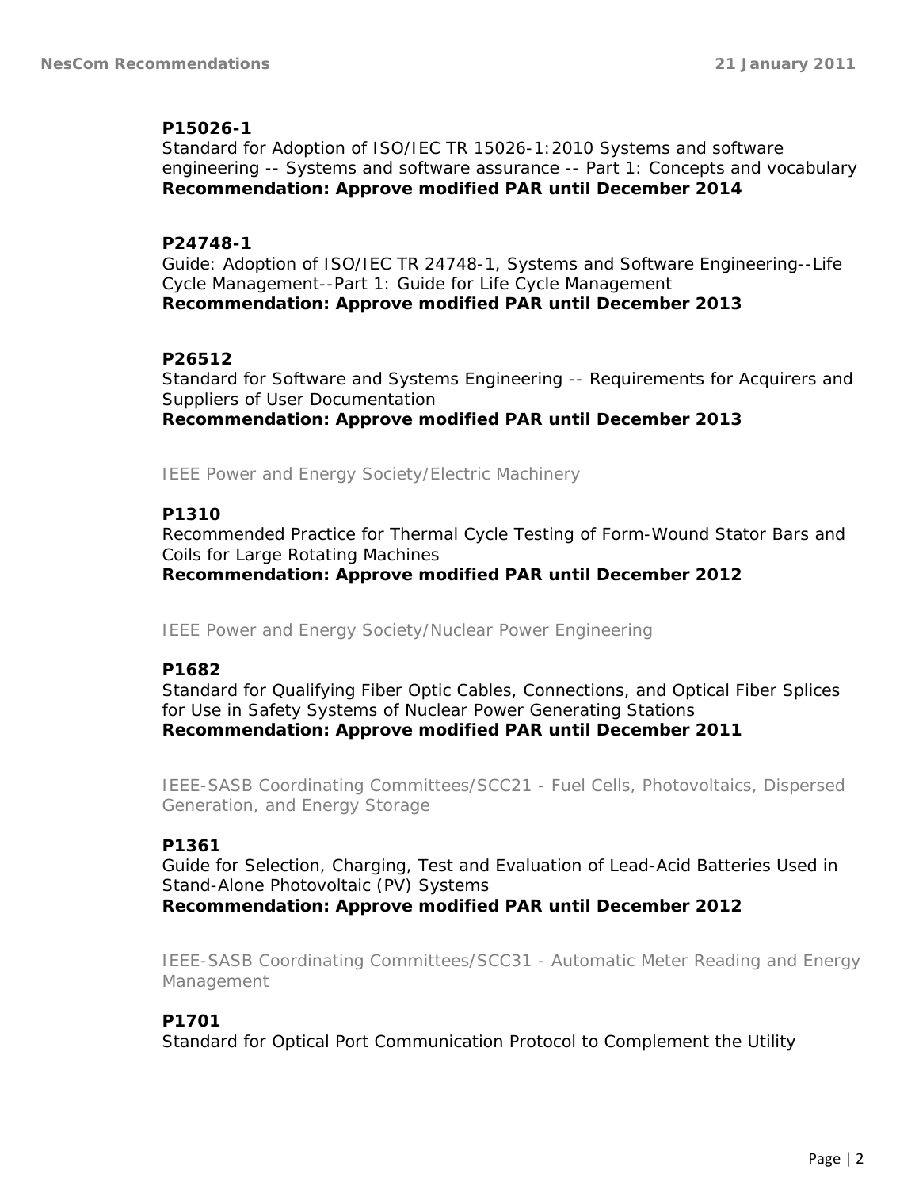**P15026-1**
Standard for Adoption of ISO/IEC TR 15026-1:2010 Systems and software engineering -- Systems and software assurance -- Part 1: Concepts and vocabulary
**Recommendation: Approve modified PAR until December 2014**

**P24748-1**
Guide: Adoption of ISO/IEC TR 24748-1, Systems and Software Engineering--Life Cycle Management--Part 1: Guide for Life Cycle Management
**Recommendation: Approve modified PAR until December 2013**

**P26512**
Standard for Software and Systems Engineering -- Requirements for Acquirers and Suppliers of User Documentation
**Recommendation: Approve modified PAR until December 2013**

IEEE Power and Energy Society/Electric Machinery

**P1310**
Recommended Practice for Thermal Cycle Testing of Form-Wound Stator Bars and Coils for Large Rotating Machines
**Recommendation: Approve modified PAR until December 2012**

IEEE Power and Energy Society/Nuclear Power Engineering

**P1682**
Standard for Qualifying Fiber Optic Cables, Connections, and Optical Fiber Splices for Use in Safety Systems of Nuclear Power Generating Stations
**Recommendation: Approve modified PAR until December 2011**

IEEE-SASB Coordinating Committees/SCC21 - Fuel Cells, Photovoltaics, Dispersed Generation, and Energy Storage

**P1361**
Guide for Selection, Charging, Test and Evaluation of Lead-Acid Batteries Used in Stand-Alone Photovoltaic (PV) Systems
**Recommendation: Approve modified PAR until December 2012**

IEEE-SASB Coordinating Committees/SCC31 - Automatic Meter Reading and Energy Management

**P1701**
Standard for Optical Port Communication Protocol to Complement the Utility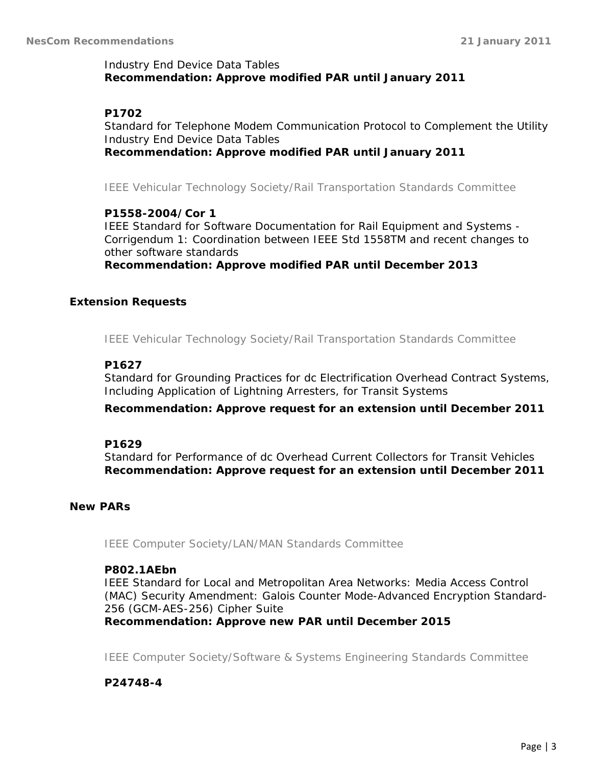Industry End Device Data Tables
**Recommendation: Approve modified PAR until January 2011**

**P1702**
Standard for Telephone Modem Communication Protocol to Complement the Utility Industry End Device Data Tables
**Recommendation: Approve modified PAR until January 2011**

IEEE Vehicular Technology Society/Rail Transportation Standards Committee

**P1558-2004/Cor 1**
IEEE Standard for Software Documentation for Rail Equipment and Systems - Corrigendum 1: Coordination between IEEE Std 1558TM and recent changes to other software standards
**Recommendation: Approve modified PAR until December 2013**

### Extension Requests

IEEE Vehicular Technology Society/Rail Transportation Standards Committee

**P1627**
Standard for Grounding Practices for dc Electrification Overhead Contract Systems, Including Application of Lightning Arresters, for Transit Systems

**Recommendation: Approve request for an extension until December 2011**

**P1629**
Standard for Performance of dc Overhead Current Collectors for Transit Vehicles
**Recommendation: Approve request for an extension until December 2011**

### New PARs

IEEE Computer Society/LAN/MAN Standards Committee

**P802.1AEbn**
IEEE Standard for Local and Metropolitan Area Networks: Media Access Control (MAC) Security Amendment: Galois Counter Mode-Advanced Encryption Standard-256 (GCM-AES-256) Cipher Suite
**Recommendation: Approve new PAR until December 2015**

IEEE Computer Society/Software & Systems Engineering Standards Committee

**P24748-4**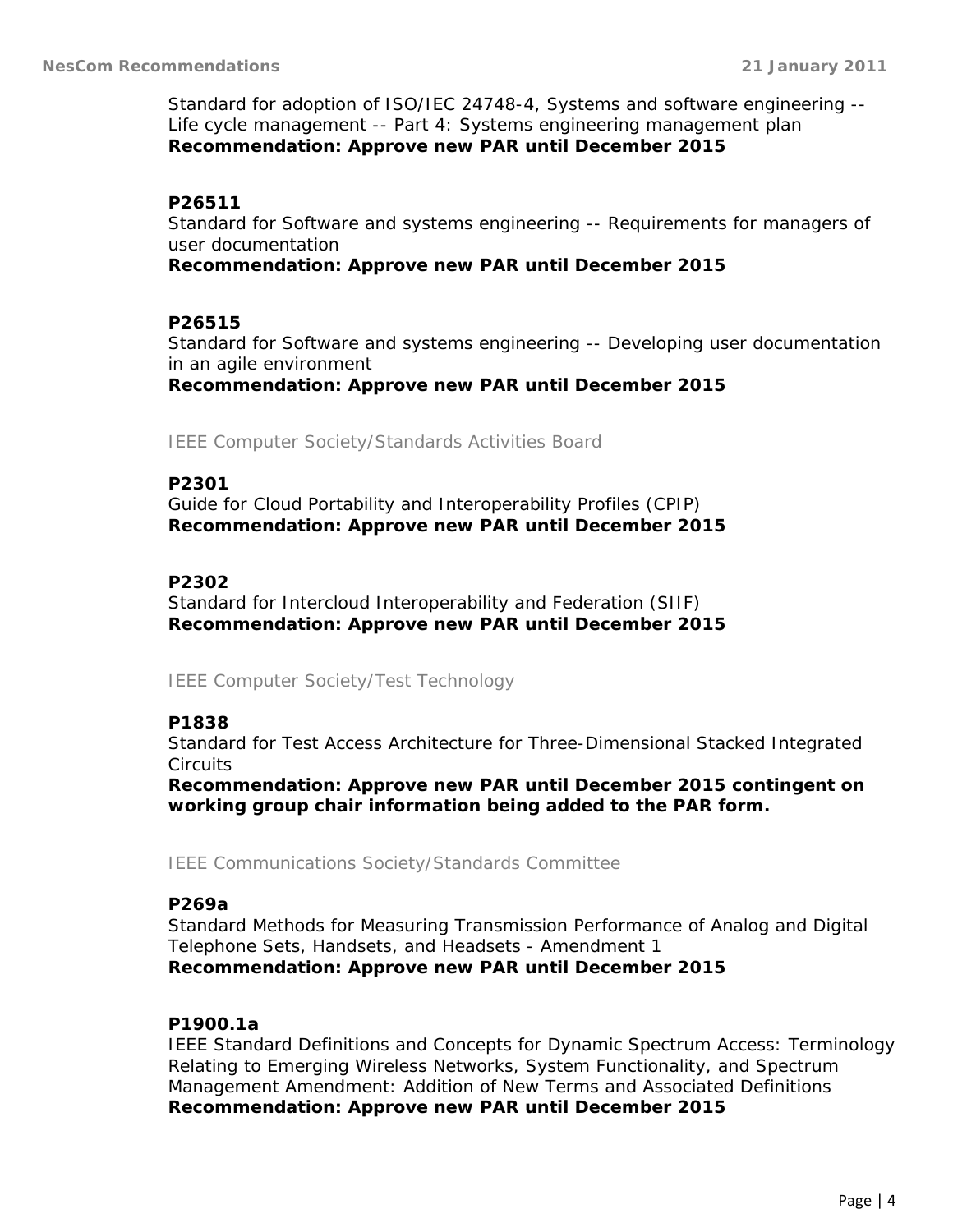Standard for adoption of ISO/IEC 24748-4, Systems and software engineering -- Life cycle management -- Part 4: Systems engineering management plan
**Recommendation: Approve new PAR until December 2015**

**P26511**
Standard for Software and systems engineering -- Requirements for managers of user documentation
**Recommendation: Approve new PAR until December 2015**

**P26515**
Standard for Software and systems engineering -- Developing user documentation in an agile environment
**Recommendation: Approve new PAR until December 2015**

IEEE Computer Society/Standards Activities Board

**P2301**
Guide for Cloud Portability and Interoperability Profiles (CPIP)
**Recommendation: Approve new PAR until December 2015**

**P2302**
Standard for Intercloud Interoperability and Federation (SIIF)
**Recommendation: Approve new PAR until December 2015**

IEEE Computer Society/Test Technology

**P1838**
Standard for Test Access Architecture for Three-Dimensional Stacked Integrated Circuits
**Recommendation: Approve new PAR until December 2015 contingent on working group chair information being added to the PAR form.**

IEEE Communications Society/Standards Committee

**P269a**
Standard Methods for Measuring Transmission Performance of Analog and Digital Telephone Sets, Handsets, and Headsets - Amendment 1
**Recommendation: Approve new PAR until December 2015**

**P1900.1a**
IEEE Standard Definitions and Concepts for Dynamic Spectrum Access: Terminology Relating to Emerging Wireless Networks, System Functionality, and Spectrum Management Amendment: Addition of New Terms and Associated Definitions
**Recommendation: Approve new PAR until December 2015**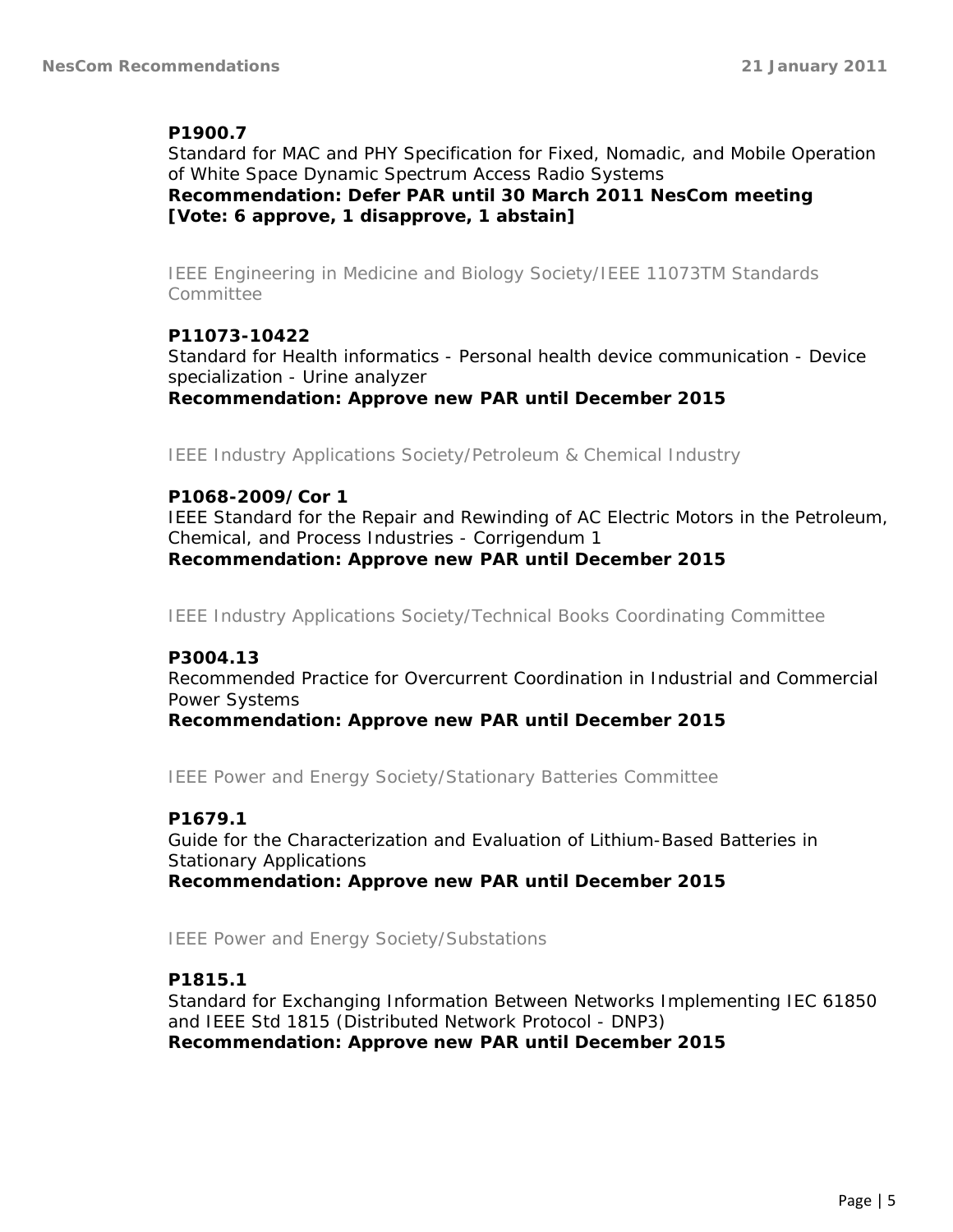**P1900.7**
Standard for MAC and PHY Specification for Fixed, Nomadic, and Mobile Operation of White Space Dynamic Spectrum Access Radio Systems
**Recommendation: Defer PAR until 30 March 2011 NesCom meeting**
**[Vote: 6 approve, 1 disapprove, 1 abstain]**

IEEE Engineering in Medicine and Biology Society/IEEE 11073TM Standards Committee

**P11073-10422**
Standard for Health informatics - Personal health device communication - Device specialization - Urine analyzer
**Recommendation: Approve new PAR until December 2015**

IEEE Industry Applications Society/Petroleum & Chemical Industry

**P1068-2009/Cor 1**
IEEE Standard for the Repair and Rewinding of AC Electric Motors in the Petroleum, Chemical, and Process Industries - Corrigendum 1
**Recommendation: Approve new PAR until December 2015**

IEEE Industry Applications Society/Technical Books Coordinating Committee

**P3004.13**
Recommended Practice for Overcurrent Coordination in Industrial and Commercial Power Systems
**Recommendation: Approve new PAR until December 2015**

IEEE Power and Energy Society/Stationary Batteries Committee

**P1679.1**
Guide for the Characterization and Evaluation of Lithium-Based Batteries in Stationary Applications
**Recommendation: Approve new PAR until December 2015**

IEEE Power and Energy Society/Substations

**P1815.1**
Standard for Exchanging Information Between Networks Implementing IEC 61850 and IEEE Std 1815 (Distributed Network Protocol - DNP3)
**Recommendation: Approve new PAR until December 2015**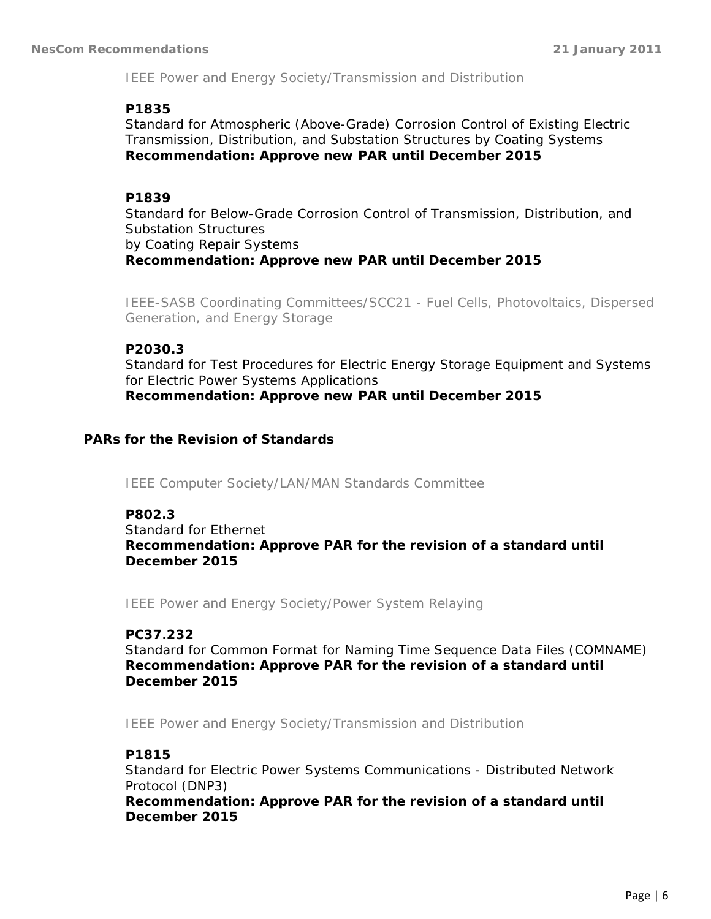IEEE Power and Energy Society/Transmission and Distribution

**P1835**
Standard for Atmospheric (Above-Grade) Corrosion Control of Existing Electric Transmission, Distribution, and Substation Structures by Coating Systems
**Recommendation: Approve new PAR until December 2015**

**P1839**
Standard for Below-Grade Corrosion Control of Transmission, Distribution, and Substation Structures
by Coating Repair Systems
**Recommendation: Approve new PAR until December 2015**

IEEE-SASB Coordinating Committees/SCC21 - Fuel Cells, Photovoltaics, Dispersed Generation, and Energy Storage

**P2030.3**
Standard for Test Procedures for Electric Energy Storage Equipment and Systems for Electric Power Systems Applications
**Recommendation: Approve new PAR until December 2015**

## PARs for the Revision of Standards

IEEE Computer Society/LAN/MAN Standards Committee

**P802.3**
Standard for Ethernet
**Recommendation: Approve PAR for the revision of a standard until December 2015**

IEEE Power and Energy Society/Power System Relaying

**PC37.232**
Standard for Common Format for Naming Time Sequence Data Files (COMNAME)
**Recommendation: Approve PAR for the revision of a standard until December 2015**

IEEE Power and Energy Society/Transmission and Distribution

**P1815**
Standard for Electric Power Systems Communications - Distributed Network Protocol (DNP3)
**Recommendation: Approve PAR for the revision of a standard until December 2015**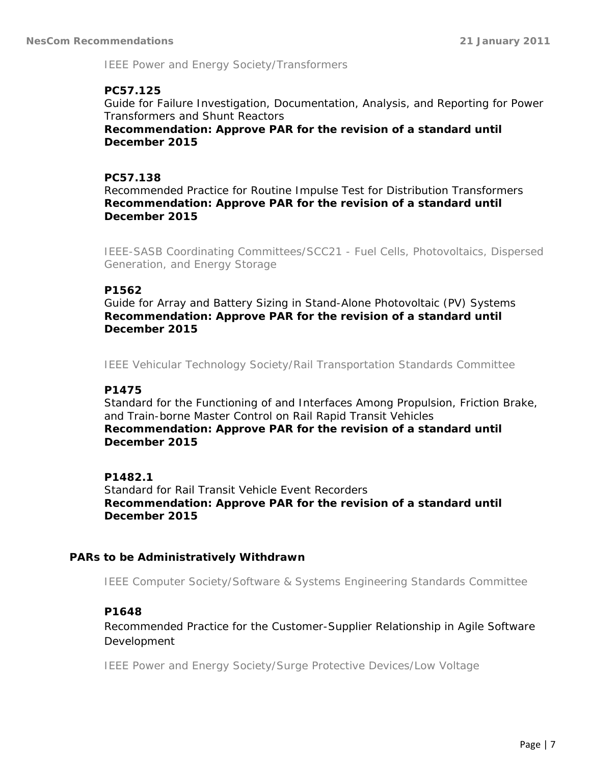IEEE Power and Energy Society/Transformers

**PC57.125**

Guide for Failure Investigation, Documentation, Analysis, and Reporting for Power Transformers and Shunt Reactors

**Recommendation: Approve PAR for the revision of a standard until December 2015**

**PC57.138**

Recommended Practice for Routine Impulse Test for Distribution Transformers

**Recommendation: Approve PAR for the revision of a standard until December 2015**

IEEE-SASB Coordinating Committees/SCC21 - Fuel Cells, Photovoltaics, Dispersed Generation, and Energy Storage

**P1562**

Guide for Array and Battery Sizing in Stand-Alone Photovoltaic (PV) Systems

**Recommendation: Approve PAR for the revision of a standard until December 2015**

IEEE Vehicular Technology Society/Rail Transportation Standards Committee

**P1475**

Standard for the Functioning of and Interfaces Among Propulsion, Friction Brake, and Train-borne Master Control on Rail Rapid Transit Vehicles

**Recommendation: Approve PAR for the revision of a standard until December 2015**

**P1482.1**

Standard for Rail Transit Vehicle Event Recorders

**Recommendation: Approve PAR for the revision of a standard until December 2015**

## PARs to be Administratively Withdrawn

IEEE Computer Society/Software & Systems Engineering Standards Committee

**P1648**

Recommended Practice for the Customer-Supplier Relationship in Agile Software Development

IEEE Power and Energy Society/Surge Protective Devices/Low Voltage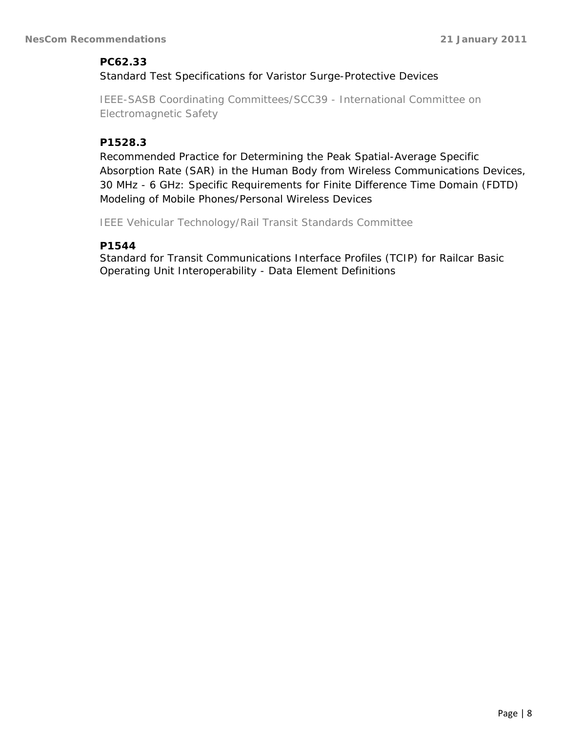**PC62.33**

Standard Test Specifications for Varistor Surge-Protective Devices

IEEE-SASB Coordinating Committees/SCC39 - International Committee on Electromagnetic Safety

**P1528.3**

Recommended Practice for Determining the Peak Spatial-Average Specific Absorption Rate (SAR) in the Human Body from Wireless Communications Devices, 30 MHz - 6 GHz: Specific Requirements for Finite Difference Time Domain (FDTD) Modeling of Mobile Phones/Personal Wireless Devices

IEEE Vehicular Technology/Rail Transit Standards Committee

**P1544**

Standard for Transit Communications Interface Profiles (TCIP) for Railcar Basic Operating Unit Interoperability - Data Element Definitions